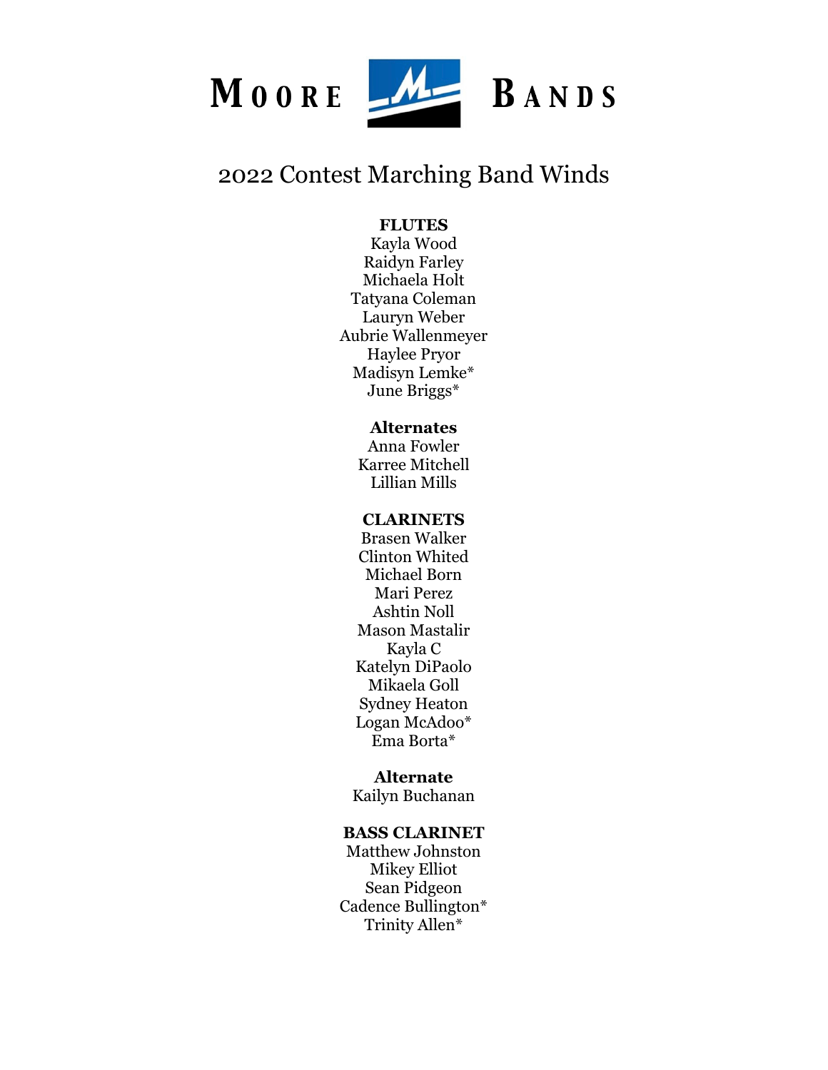# MOORE BANDS

## 2022 Contest Marching Band Winds

**FLUTES**

Kayla Wood
Raidyn Farley
Michaela Holt
Tatyana Coleman
Lauryn Weber
Aubrie Wallenmeyer
Haylee Pryor
Madisyn Lemke*
June Briggs*

**Alternates**

Anna Fowler
Karree Mitchell
Lillian Mills

**CLARINETS**

Brasen Walker
Clinton Whited
Michael Born
Mari Perez
Ashtin Noll
Mason Mastalir
Kayla C
Katelyn DiPaolo
Mikaela Goll
Sydney Heaton
Logan McAdoo*
Ema Borta*

**Alternate**

Kailyn Buchanan

**BASS CLARINET**

Matthew Johnston
Mikey Elliot
Sean Pidgeon
Cadence Bullington*
Trinity Allen*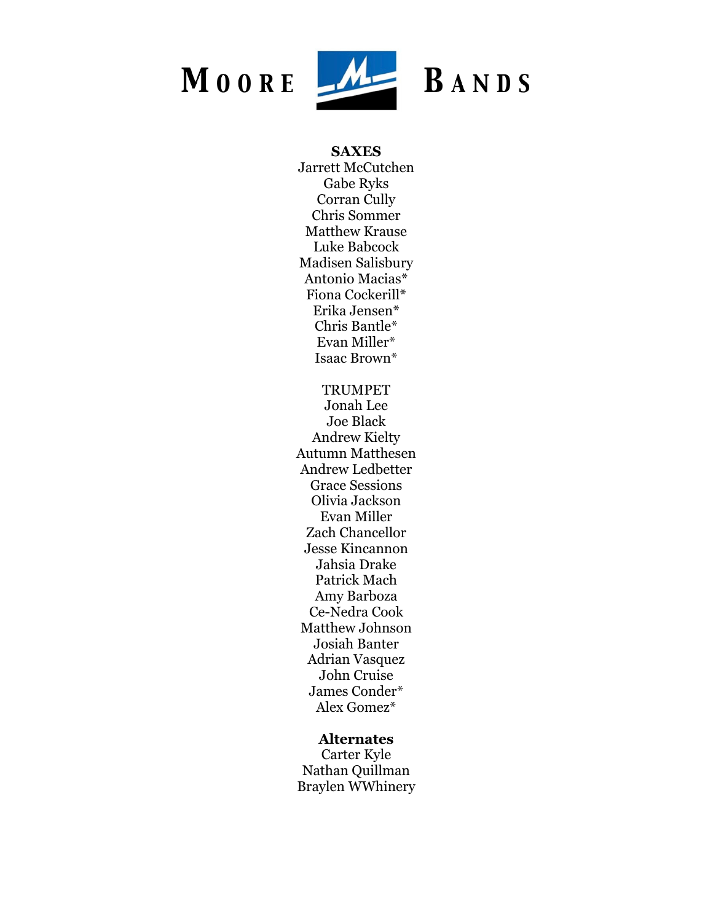# MOORE BANDS

**SAXES**
Jarrett McCutchen
Gabe Ryks
Corran Cully
Chris Sommer
Matthew Krause
Luke Babcock
Madisen Salisbury
Antonio Macias*
Fiona Cockerill*
Erika Jensen*
Chris Bantle*
Evan Miller*
Isaac Brown*

TRUMPET
Jonah Lee
Joe Black
Andrew Kielty
Autumn Matthesen
Andrew Ledbetter
Grace Sessions
Olivia Jackson
Evan Miller
Zach Chancellor
Jesse Kincannon
Jahsia Drake
Patrick Mach
Amy Barboza
Ce-Nedra Cook
Matthew Johnson
Josiah Banter
Adrian Vasquez
John Cruise
James Conder*
Alex Gomez*

**Alternates**
Carter Kyle
Nathan Quillman
Braylen WWhinery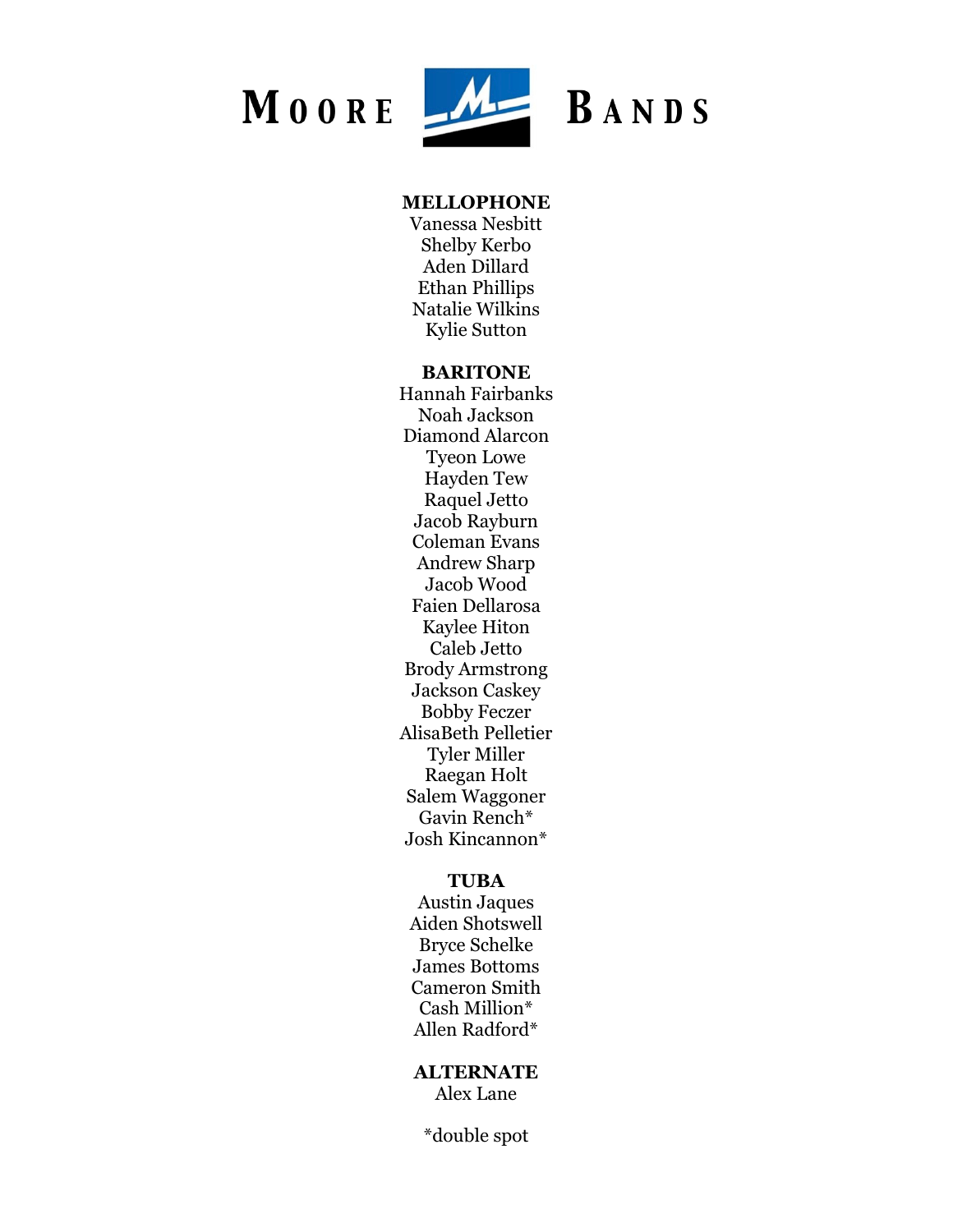# MOORE BANDS

**MELLOPHONE**
Vanessa Nesbitt
Shelby Kerbo
Aden Dillard
Ethan Phillips
Natalie Wilkins
Kylie Sutton

**BARITONE**
Hannah Fairbanks
Noah Jackson
Diamond Alarcon
Tyeon Lowe
Hayden Tew
Raquel Jetto
Jacob Rayburn
Coleman Evans
Andrew Sharp
Jacob Wood
Faien Dellarosa
Kaylee Hiton
Caleb Jetto
Brody Armstrong
Jackson Caskey
Bobby Feczer
AlisaBeth Pelletier
Tyler Miller
Raegan Holt
Salem Waggoner
Gavin Rench*
Josh Kincannon*

**TUBA**
Austin Jaques
Aiden Shotswell
Bryce Schelke
James Bottoms
Cameron Smith
Cash Million*
Allen Radford*

**ALTERNATE**
Alex Lane

*double spot